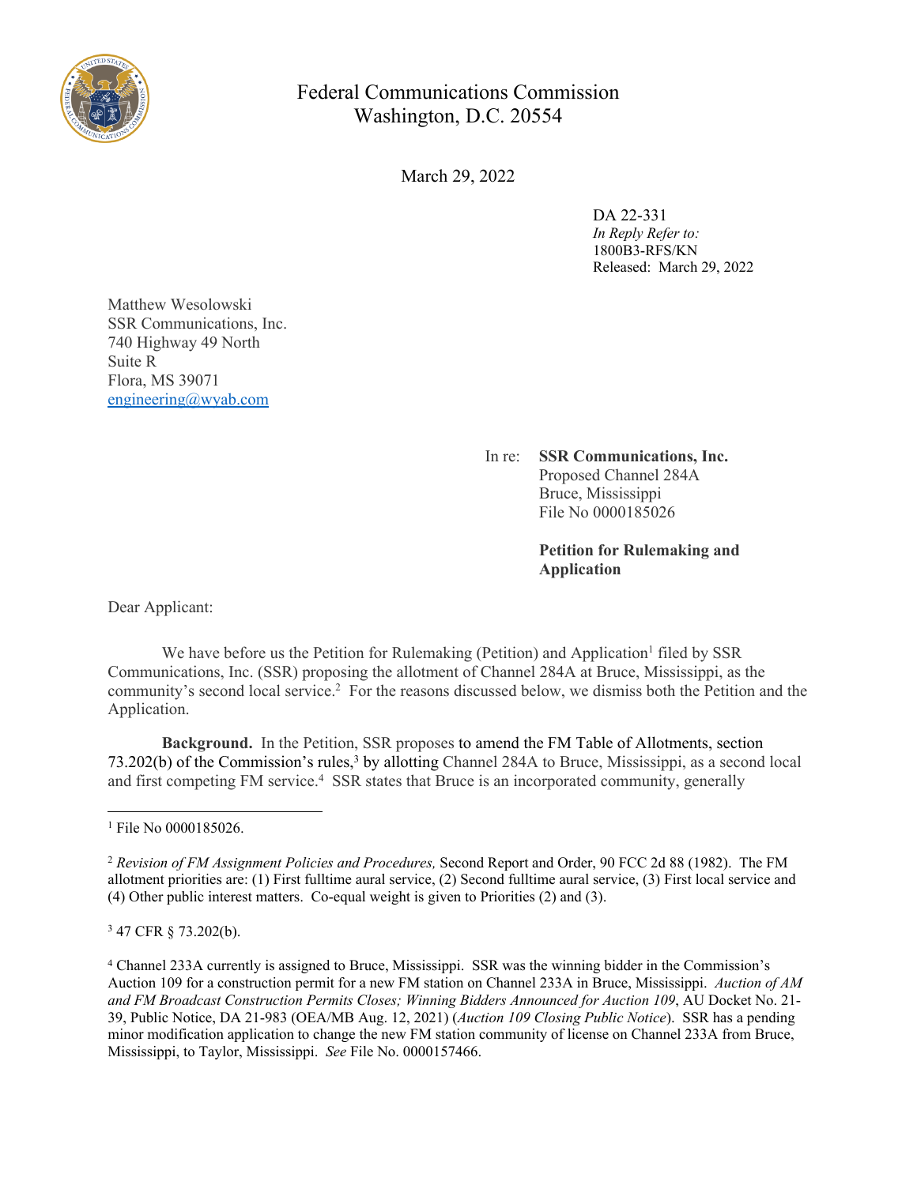Federal Communications Commission
Washington, D.C. 20554

March 29, 2022

DA 22-331
*In Reply Refer to:*
1800B3-RFS/KN
Released: March 29, 2022

Matthew Wesolowski
SSR Communications, Inc.
740 Highway 49 North
Suite R
Flora, MS 39071
engineering@wyab.com

In re: **SSR Communications, Inc.**
Proposed Channel 284A
Bruce, Mississippi
File No 0000185026

**Petition for Rulemaking and Application**

Dear Applicant:

We have before us the Petition for Rulemaking (Petition) and Application[1] filed by SSR Communications, Inc. (SSR) proposing the allotment of Channel 284A at Bruce, Mississippi, as the community's second local service.[2] For the reasons discussed below, we dismiss both the Petition and the Application.

**Background.** In the Petition, SSR proposes to amend the FM Table of Allotments, section 73.202(b) of the Commission's rules,[3] by allotting Channel 284A to Bruce, Mississippi, as a second local and first competing FM service.[4] SSR states that Bruce is an incorporated community, generally

---

[1] File No 0000185026.

[2] *Revision of FM Assignment Policies and Procedures,* Second Report and Order, 90 FCC 2d 88 (1982). The FM allotment priorities are: (1) First fulltime aural service, (2) Second fulltime aural service, (3) First local service and (4) Other public interest matters. Co-equal weight is given to Priorities (2) and (3).

[3] 47 CFR § 73.202(b).

[4] Channel 233A currently is assigned to Bruce, Mississippi. SSR was the winning bidder in the Commission's Auction 109 for a construction permit for a new FM station on Channel 233A in Bruce, Mississippi. *Auction of AM and FM Broadcast Construction Permits Closes; Winning Bidders Announced for Auction 109*, AU Docket No. 21-39, Public Notice, DA 21-983 (OEA/MB Aug. 12, 2021) (*Auction 109 Closing Public Notice*). SSR has a pending minor modification application to change the new FM station community of license on Channel 233A from Bruce, Mississippi, to Taylor, Mississippi. *See* File No. 0000157466.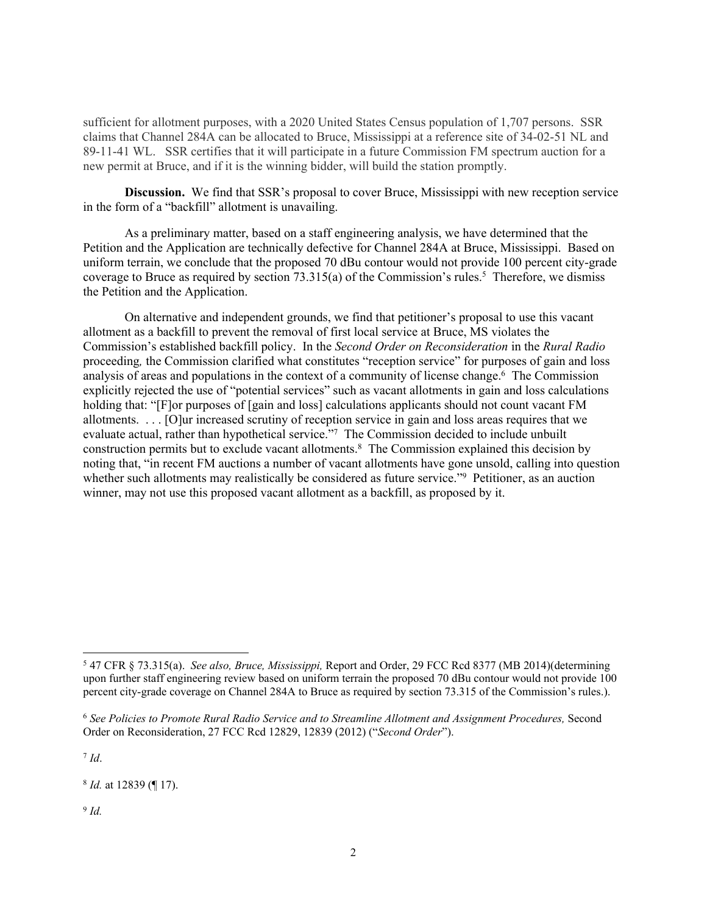sufficient for allotment purposes, with a 2020 United States Census population of 1,707 persons. SSR claims that Channel 284A can be allocated to Bruce, Mississippi at a reference site of 34-02-51 NL and 89-11-41 WL. SSR certifies that it will participate in a future Commission FM spectrum auction for a new permit at Bruce, and if it is the winning bidder, will build the station promptly.

**Discussion.** We find that SSR's proposal to cover Bruce, Mississippi with new reception service in the form of a "backfill" allotment is unavailing.

As a preliminary matter, based on a staff engineering analysis, we have determined that the Petition and the Application are technically defective for Channel 284A at Bruce, Mississippi. Based on uniform terrain, we conclude that the proposed 70 dBu contour would not provide 100 percent city-grade coverage to Bruce as required by section 73.315(a) of the Commission's rules.[5] Therefore, we dismiss the Petition and the Application.

On alternative and independent grounds, we find that petitioner's proposal to use this vacant allotment as a backfill to prevent the removal of first local service at Bruce, MS violates the Commission's established backfill policy. In the *Second Order on Reconsideration* in the *Rural Radio* proceeding, the Commission clarified what constitutes "reception service" for purposes of gain and loss analysis of areas and populations in the context of a community of license change.[6] The Commission explicitly rejected the use of "potential services" such as vacant allotments in gain and loss calculations holding that: "[F]or purposes of [gain and loss] calculations applicants should not count vacant FM allotments. . . . [O]ur increased scrutiny of reception service in gain and loss areas requires that we evaluate actual, rather than hypothetical service."[7] The Commission decided to include unbuilt construction permits but to exclude vacant allotments.[8] The Commission explained this decision by noting that, "in recent FM auctions a number of vacant allotments have gone unsold, calling into question whether such allotments may realistically be considered as future service."[9] Petitioner, as an auction winner, may not use this proposed vacant allotment as a backfill, as proposed by it.

---

[5] 47 CFR § 73.315(a). *See also, Bruce, Mississippi,* Report and Order, 29 FCC Rcd 8377 (MB 2014)(determining upon further staff engineering review based on uniform terrain the proposed 70 dBu contour would not provide 100 percent city-grade coverage on Channel 284A to Bruce as required by section 73.315 of the Commission's rules.).

[6] *See Policies to Promote Rural Radio Service and to Streamline Allotment and Assignment Procedures,* Second Order on Reconsideration, 27 FCC Rcd 12829, 12839 (2012) ("*Second Order*").

[7] *Id*.

[8] *Id.* at 12839 (¶ 17).

[9] *Id.*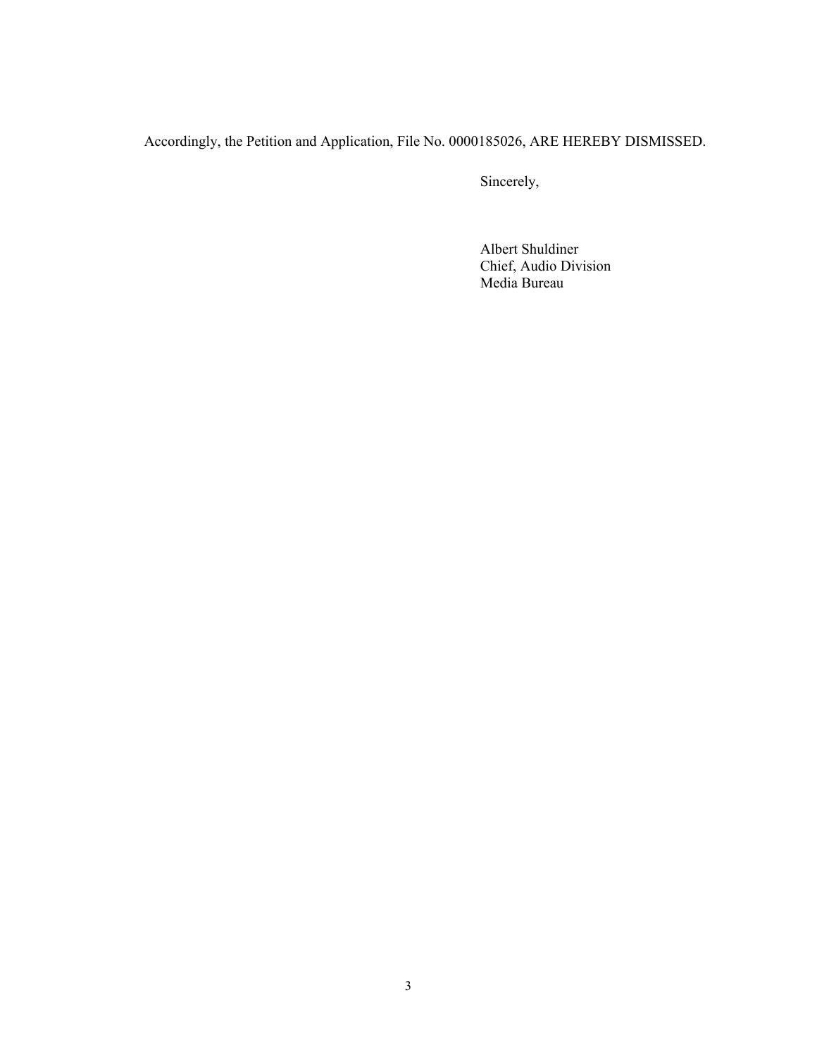Accordingly, the Petition and Application, File No. 0000185026, ARE HEREBY DISMISSED.

Sincerely,

Albert Shuldiner
Chief, Audio Division
Media Bureau